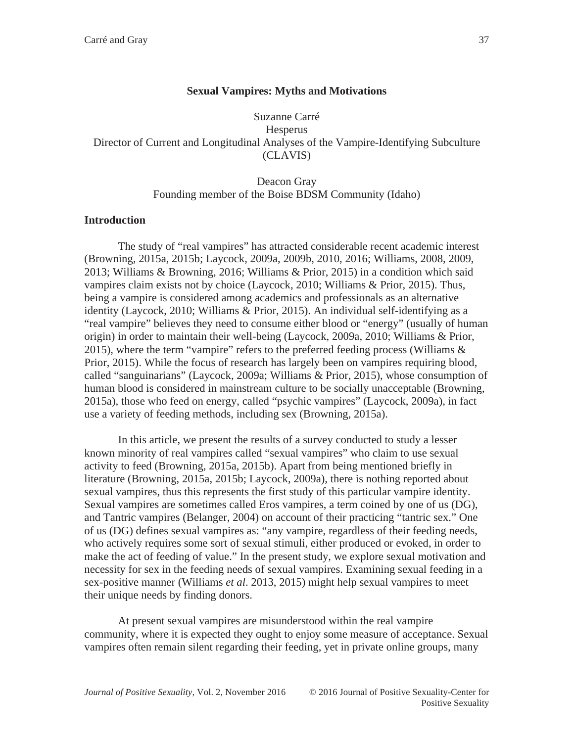# Sexual Vampires: Myths and Motivations

Suzanne Carré
Hesperus
Director of Current and Longitudinal Analyses of the Vampire-Identifying Subculture (CLAVIS)

Deacon Gray
Founding member of the Boise BDSM Community (Idaho)

## Introduction

The study of "real vampires" has attracted considerable recent academic interest (Browning, 2015a, 2015b; Laycock, 2009a, 2009b, 2010, 2016; Williams, 2008, 2009, 2013; Williams & Browning, 2016; Williams & Prior, 2015) in a condition which said vampires claim exists not by choice (Laycock, 2010; Williams & Prior, 2015). Thus, being a vampire is considered among academics and professionals as an alternative identity (Laycock, 2010; Williams & Prior, 2015). An individual self-identifying as a "real vampire" believes they need to consume either blood or "energy" (usually of human origin) in order to maintain their well-being (Laycock, 2009a, 2010; Williams & Prior, 2015), where the term "vampire" refers to the preferred feeding process (Williams & Prior, 2015). While the focus of research has largely been on vampires requiring blood, called "sanguinarians" (Laycock, 2009a; Williams & Prior, 2015), whose consumption of human blood is considered in mainstream culture to be socially unacceptable (Browning, 2015a), those who feed on energy, called "psychic vampires" (Laycock, 2009a), in fact use a variety of feeding methods, including sex (Browning, 2015a).

In this article, we present the results of a survey conducted to study a lesser known minority of real vampires called "sexual vampires" who claim to use sexual activity to feed (Browning, 2015a, 2015b). Apart from being mentioned briefly in literature (Browning, 2015a, 2015b; Laycock, 2009a), there is nothing reported about sexual vampires, thus this represents the first study of this particular vampire identity. Sexual vampires are sometimes called Eros vampires, a term coined by one of us (DG), and Tantric vampires (Belanger, 2004) on account of their practicing "tantric sex." One of us (DG) defines sexual vampires as: "any vampire, regardless of their feeding needs, who actively requires some sort of sexual stimuli, either produced or evoked, in order to make the act of feeding of value." In the present study, we explore sexual motivation and necessity for sex in the feeding needs of sexual vampires. Examining sexual feeding in a sex-positive manner (Williams *et al*. 2013, 2015) might help sexual vampires to meet their unique needs by finding donors.

At present sexual vampires are misunderstood within the real vampire community, where it is expected they ought to enjoy some measure of acceptance. Sexual vampires often remain silent regarding their feeding, yet in private online groups, many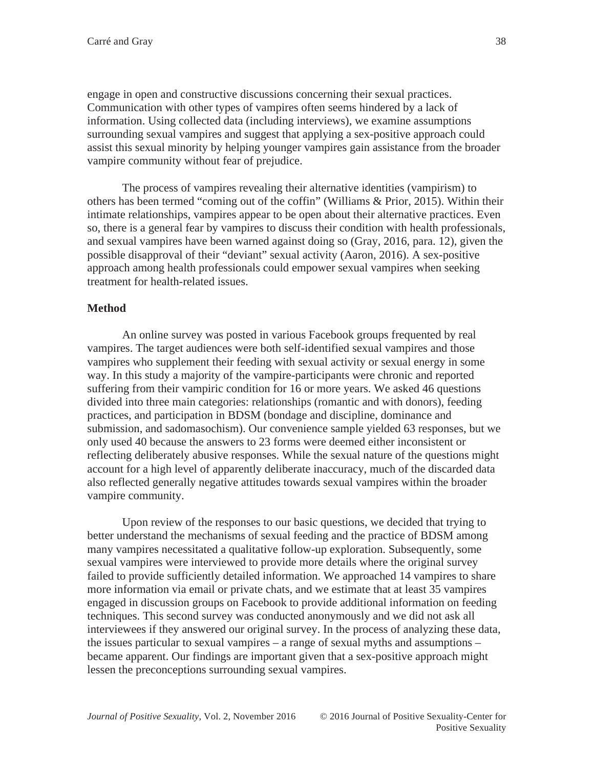engage in open and constructive discussions concerning their sexual practices. Communication with other types of vampires often seems hindered by a lack of information. Using collected data (including interviews), we examine assumptions surrounding sexual vampires and suggest that applying a sex-positive approach could assist this sexual minority by helping younger vampires gain assistance from the broader vampire community without fear of prejudice.

The process of vampires revealing their alternative identities (vampirism) to others has been termed "coming out of the coffin" (Williams & Prior, 2015). Within their intimate relationships, vampires appear to be open about their alternative practices. Even so, there is a general fear by vampires to discuss their condition with health professionals, and sexual vampires have been warned against doing so (Gray, 2016, para. 12), given the possible disapproval of their "deviant" sexual activity (Aaron, 2016). A sex-positive approach among health professionals could empower sexual vampires when seeking treatment for health-related issues.

**Method**

An online survey was posted in various Facebook groups frequented by real vampires. The target audiences were both self-identified sexual vampires and those vampires who supplement their feeding with sexual activity or sexual energy in some way. In this study a majority of the vampire-participants were chronic and reported suffering from their vampiric condition for 16 or more years. We asked 46 questions divided into three main categories: relationships (romantic and with donors), feeding practices, and participation in BDSM (bondage and discipline, dominance and submission, and sadomasochism). Our convenience sample yielded 63 responses, but we only used 40 because the answers to 23 forms were deemed either inconsistent or reflecting deliberately abusive responses. While the sexual nature of the questions might account for a high level of apparently deliberate inaccuracy, much of the discarded data also reflected generally negative attitudes towards sexual vampires within the broader vampire community.

Upon review of the responses to our basic questions, we decided that trying to better understand the mechanisms of sexual feeding and the practice of BDSM among many vampires necessitated a qualitative follow-up exploration. Subsequently, some sexual vampires were interviewed to provide more details where the original survey failed to provide sufficiently detailed information. We approached 14 vampires to share more information via email or private chats, and we estimate that at least 35 vampires engaged in discussion groups on Facebook to provide additional information on feeding techniques. This second survey was conducted anonymously and we did not ask all interviewees if they answered our original survey. In the process of analyzing these data, the issues particular to sexual vampires – a range of sexual myths and assumptions – became apparent. Our findings are important given that a sex-positive approach might lessen the preconceptions surrounding sexual vampires.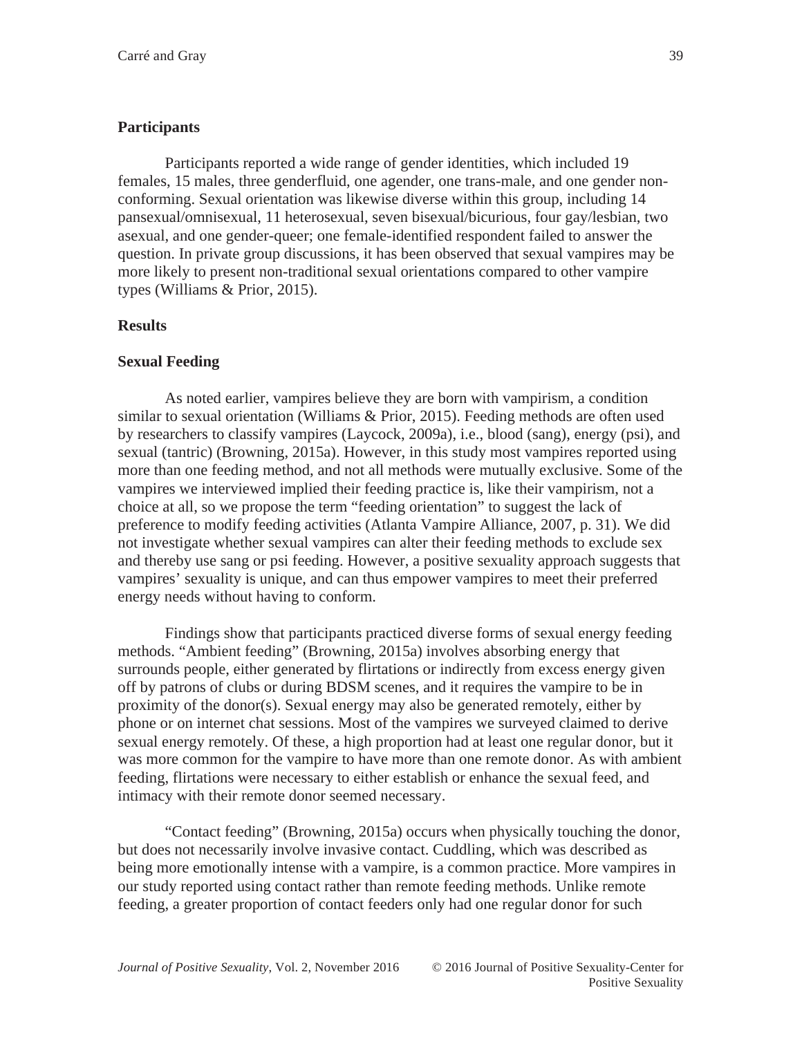## Participants

Participants reported a wide range of gender identities, which included 19 females, 15 males, three genderfluid, one agender, one trans-male, and one gender non-conforming. Sexual orientation was likewise diverse within this group, including 14 pansexual/omnisexual, 11 heterosexual, seven bisexual/bicurious, four gay/lesbian, two asexual, and one gender-queer; one female-identified respondent failed to answer the question. In private group discussions, it has been observed that sexual vampires may be more likely to present non-traditional sexual orientations compared to other vampire types (Williams & Prior, 2015).

## Results

### Sexual Feeding

As noted earlier, vampires believe they are born with vampirism, a condition similar to sexual orientation (Williams & Prior, 2015). Feeding methods are often used by researchers to classify vampires (Laycock, 2009a), i.e., blood (sang), energy (psi), and sexual (tantric) (Browning, 2015a). However, in this study most vampires reported using more than one feeding method, and not all methods were mutually exclusive. Some of the vampires we interviewed implied their feeding practice is, like their vampirism, not a choice at all, so we propose the term "feeding orientation" to suggest the lack of preference to modify feeding activities (Atlanta Vampire Alliance, 2007, p. 31). We did not investigate whether sexual vampires can alter their feeding methods to exclude sex and thereby use sang or psi feeding. However, a positive sexuality approach suggests that vampires' sexuality is unique, and can thus empower vampires to meet their preferred energy needs without having to conform.

Findings show that participants practiced diverse forms of sexual energy feeding methods. "Ambient feeding" (Browning, 2015a) involves absorbing energy that surrounds people, either generated by flirtations or indirectly from excess energy given off by patrons of clubs or during BDSM scenes, and it requires the vampire to be in proximity of the donor(s). Sexual energy may also be generated remotely, either by phone or on internet chat sessions. Most of the vampires we surveyed claimed to derive sexual energy remotely. Of these, a high proportion had at least one regular donor, but it was more common for the vampire to have more than one remote donor. As with ambient feeding, flirtations were necessary to either establish or enhance the sexual feed, and intimacy with their remote donor seemed necessary.

"Contact feeding" (Browning, 2015a) occurs when physically touching the donor, but does not necessarily involve invasive contact. Cuddling, which was described as being more emotionally intense with a vampire, is a common practice. More vampires in our study reported using contact rather than remote feeding methods. Unlike remote feeding, a greater proportion of contact feeders only had one regular donor for such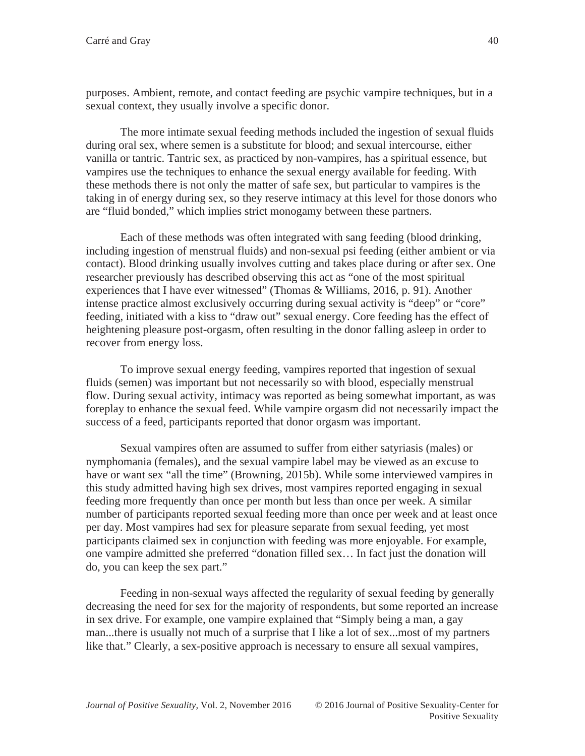purposes. Ambient, remote, and contact feeding are psychic vampire techniques, but in a sexual context, they usually involve a specific donor.

The more intimate sexual feeding methods included the ingestion of sexual fluids during oral sex, where semen is a substitute for blood; and sexual intercourse, either vanilla or tantric. Tantric sex, as practiced by non-vampires, has a spiritual essence, but vampires use the techniques to enhance the sexual energy available for feeding. With these methods there is not only the matter of safe sex, but particular to vampires is the taking in of energy during sex, so they reserve intimacy at this level for those donors who are "fluid bonded," which implies strict monogamy between these partners.

Each of these methods was often integrated with sang feeding (blood drinking, including ingestion of menstrual fluids) and non-sexual psi feeding (either ambient or via contact). Blood drinking usually involves cutting and takes place during or after sex. One researcher previously has described observing this act as "one of the most spiritual experiences that I have ever witnessed" (Thomas & Williams, 2016, p. 91). Another intense practice almost exclusively occurring during sexual activity is "deep" or "core" feeding, initiated with a kiss to "draw out" sexual energy. Core feeding has the effect of heightening pleasure post-orgasm, often resulting in the donor falling asleep in order to recover from energy loss.

To improve sexual energy feeding, vampires reported that ingestion of sexual fluids (semen) was important but not necessarily so with blood, especially menstrual flow. During sexual activity, intimacy was reported as being somewhat important, as was foreplay to enhance the sexual feed. While vampire orgasm did not necessarily impact the success of a feed, participants reported that donor orgasm was important.

Sexual vampires often are assumed to suffer from either satyriasis (males) or nymphomania (females), and the sexual vampire label may be viewed as an excuse to have or want sex "all the time" (Browning, 2015b). While some interviewed vampires in this study admitted having high sex drives, most vampires reported engaging in sexual feeding more frequently than once per month but less than once per week. A similar number of participants reported sexual feeding more than once per week and at least once per day. Most vampires had sex for pleasure separate from sexual feeding, yet most participants claimed sex in conjunction with feeding was more enjoyable. For example, one vampire admitted she preferred "donation filled sex… In fact just the donation will do, you can keep the sex part."

Feeding in non-sexual ways affected the regularity of sexual feeding by generally decreasing the need for sex for the majority of respondents, but some reported an increase in sex drive. For example, one vampire explained that "Simply being a man, a gay man...there is usually not much of a surprise that I like a lot of sex...most of my partners like that." Clearly, a sex-positive approach is necessary to ensure all sexual vampires,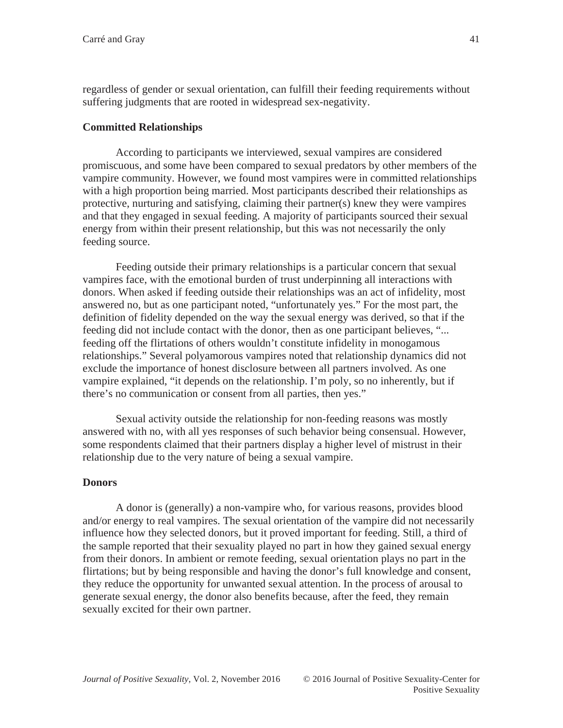regardless of gender or sexual orientation, can fulfill their feeding requirements without suffering judgments that are rooted in widespread sex-negativity.

**Committed Relationships**

According to participants we interviewed, sexual vampires are considered promiscuous, and some have been compared to sexual predators by other members of the vampire community. However, we found most vampires were in committed relationships with a high proportion being married. Most participants described their relationships as protective, nurturing and satisfying, claiming their partner(s) knew they were vampires and that they engaged in sexual feeding. A majority of participants sourced their sexual energy from within their present relationship, but this was not necessarily the only feeding source.

Feeding outside their primary relationships is a particular concern that sexual vampires face, with the emotional burden of trust underpinning all interactions with donors. When asked if feeding outside their relationships was an act of infidelity, most answered no, but as one participant noted, "unfortunately yes." For the most part, the definition of fidelity depended on the way the sexual energy was derived, so that if the feeding did not include contact with the donor, then as one participant believes, "... feeding off the flirtations of others wouldn't constitute infidelity in monogamous relationships." Several polyamorous vampires noted that relationship dynamics did not exclude the importance of honest disclosure between all partners involved. As one vampire explained, "it depends on the relationship. I'm poly, so no inherently, but if there's no communication or consent from all parties, then yes."

Sexual activity outside the relationship for non-feeding reasons was mostly answered with no, with all yes responses of such behavior being consensual. However, some respondents claimed that their partners display a higher level of mistrust in their relationship due to the very nature of being a sexual vampire.

**Donors**

A donor is (generally) a non-vampire who, for various reasons, provides blood and/or energy to real vampires. The sexual orientation of the vampire did not necessarily influence how they selected donors, but it proved important for feeding. Still, a third of the sample reported that their sexuality played no part in how they gained sexual energy from their donors. In ambient or remote feeding, sexual orientation plays no part in the flirtations; but by being responsible and having the donor's full knowledge and consent, they reduce the opportunity for unwanted sexual attention. In the process of arousal to generate sexual energy, the donor also benefits because, after the feed, they remain sexually excited for their own partner.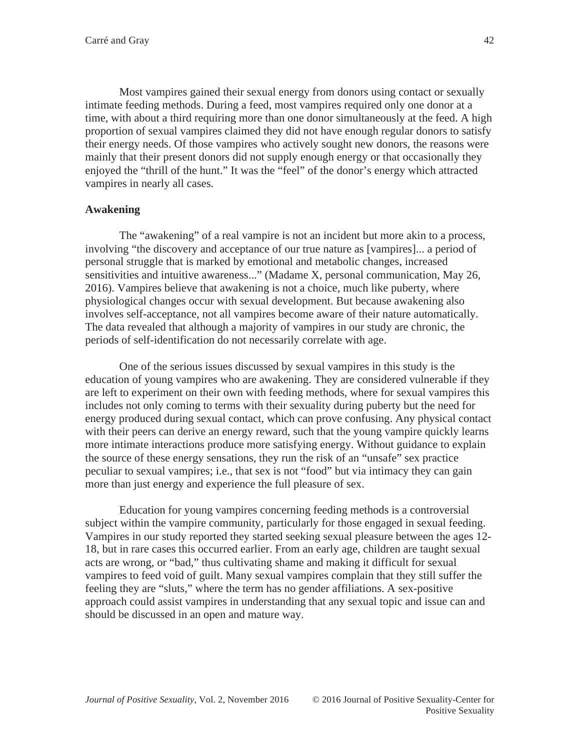Most vampires gained their sexual energy from donors using contact or sexually intimate feeding methods. During a feed, most vampires required only one donor at a time, with about a third requiring more than one donor simultaneously at the feed. A high proportion of sexual vampires claimed they did not have enough regular donors to satisfy their energy needs. Of those vampires who actively sought new donors, the reasons were mainly that their present donors did not supply enough energy or that occasionally they enjoyed the "thrill of the hunt." It was the "feel" of the donor's energy which attracted vampires in nearly all cases.

**Awakening**

The "awakening" of a real vampire is not an incident but more akin to a process, involving "the discovery and acceptance of our true nature as [vampires]... a period of personal struggle that is marked by emotional and metabolic changes, increased sensitivities and intuitive awareness..." (Madame X, personal communication, May 26, 2016). Vampires believe that awakening is not a choice, much like puberty, where physiological changes occur with sexual development. But because awakening also involves self-acceptance, not all vampires become aware of their nature automatically. The data revealed that although a majority of vampires in our study are chronic, the periods of self-identification do not necessarily correlate with age.

One of the serious issues discussed by sexual vampires in this study is the education of young vampires who are awakening. They are considered vulnerable if they are left to experiment on their own with feeding methods, where for sexual vampires this includes not only coming to terms with their sexuality during puberty but the need for energy produced during sexual contact, which can prove confusing. Any physical contact with their peers can derive an energy reward, such that the young vampire quickly learns more intimate interactions produce more satisfying energy. Without guidance to explain the source of these energy sensations, they run the risk of an "unsafe" sex practice peculiar to sexual vampires; i.e., that sex is not "food" but via intimacy they can gain more than just energy and experience the full pleasure of sex.

Education for young vampires concerning feeding methods is a controversial subject within the vampire community, particularly for those engaged in sexual feeding. Vampires in our study reported they started seeking sexual pleasure between the ages 12-18, but in rare cases this occurred earlier. From an early age, children are taught sexual acts are wrong, or "bad," thus cultivating shame and making it difficult for sexual vampires to feed void of guilt. Many sexual vampires complain that they still suffer the feeling they are "sluts," where the term has no gender affiliations. A sex-positive approach could assist vampires in understanding that any sexual topic and issue can and should be discussed in an open and mature way.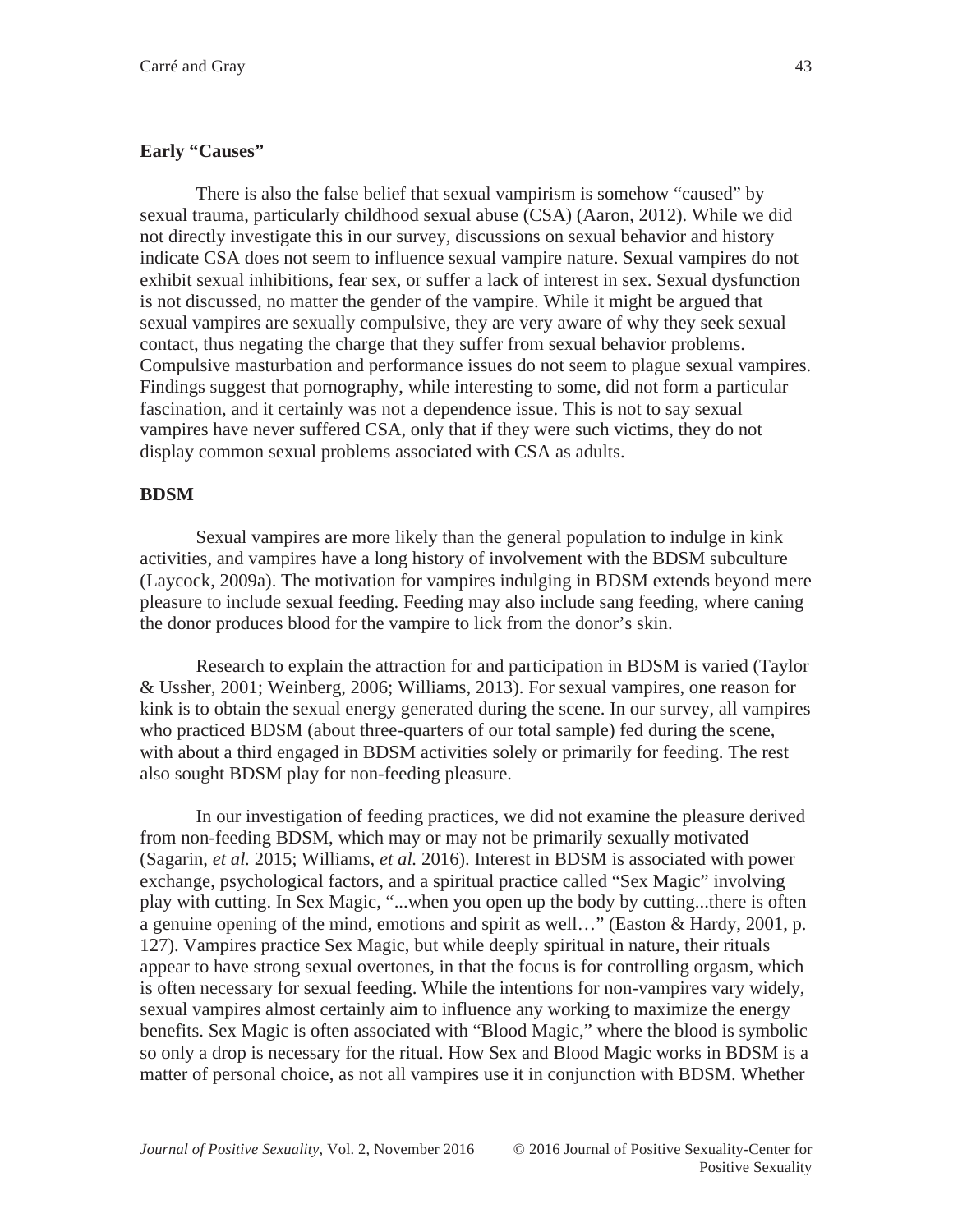### Early "Causes"

There is also the false belief that sexual vampirism is somehow "caused" by sexual trauma, particularly childhood sexual abuse (CSA) (Aaron, 2012). While we did not directly investigate this in our survey, discussions on sexual behavior and history indicate CSA does not seem to influence sexual vampire nature. Sexual vampires do not exhibit sexual inhibitions, fear sex, or suffer a lack of interest in sex. Sexual dysfunction is not discussed, no matter the gender of the vampire. While it might be argued that sexual vampires are sexually compulsive, they are very aware of why they seek sexual contact, thus negating the charge that they suffer from sexual behavior problems. Compulsive masturbation and performance issues do not seem to plague sexual vampires. Findings suggest that pornography, while interesting to some, did not form a particular fascination, and it certainly was not a dependence issue. This is not to say sexual vampires have never suffered CSA, only that if they were such victims, they do not display common sexual problems associated with CSA as adults.

### BDSM

Sexual vampires are more likely than the general population to indulge in kink activities, and vampires have a long history of involvement with the BDSM subculture (Laycock, 2009a). The motivation for vampires indulging in BDSM extends beyond mere pleasure to include sexual feeding. Feeding may also include sang feeding, where caning the donor produces blood for the vampire to lick from the donor's skin.

Research to explain the attraction for and participation in BDSM is varied (Taylor & Ussher, 2001; Weinberg, 2006; Williams, 2013). For sexual vampires, one reason for kink is to obtain the sexual energy generated during the scene. In our survey, all vampires who practiced BDSM (about three-quarters of our total sample) fed during the scene, with about a third engaged in BDSM activities solely or primarily for feeding. The rest also sought BDSM play for non-feeding pleasure.

In our investigation of feeding practices, we did not examine the pleasure derived from non-feeding BDSM, which may or may not be primarily sexually motivated (Sagarin, *et al.* 2015; Williams, *et al.* 2016). Interest in BDSM is associated with power exchange, psychological factors, and a spiritual practice called "Sex Magic" involving play with cutting. In Sex Magic, "...when you open up the body by cutting...there is often a genuine opening of the mind, emotions and spirit as well…" (Easton & Hardy, 2001, p. 127). Vampires practice Sex Magic, but while deeply spiritual in nature, their rituals appear to have strong sexual overtones, in that the focus is for controlling orgasm, which is often necessary for sexual feeding. While the intentions for non-vampires vary widely, sexual vampires almost certainly aim to influence any working to maximize the energy benefits. Sex Magic is often associated with "Blood Magic," where the blood is symbolic so only a drop is necessary for the ritual. How Sex and Blood Magic works in BDSM is a matter of personal choice, as not all vampires use it in conjunction with BDSM. Whether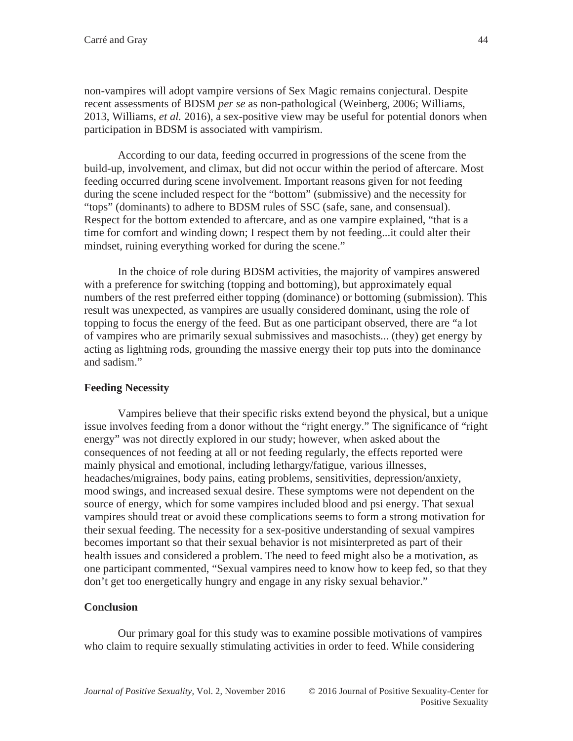non-vampires will adopt vampire versions of Sex Magic remains conjectural. Despite recent assessments of BDSM *per se* as non-pathological (Weinberg, 2006; Williams, 2013, Williams, *et al.* 2016), a sex-positive view may be useful for potential donors when participation in BDSM is associated with vampirism.

According to our data, feeding occurred in progressions of the scene from the build-up, involvement, and climax, but did not occur within the period of aftercare. Most feeding occurred during scene involvement. Important reasons given for not feeding during the scene included respect for the "bottom" (submissive) and the necessity for "tops" (dominants) to adhere to BDSM rules of SSC (safe, sane, and consensual). Respect for the bottom extended to aftercare, and as one vampire explained, "that is a time for comfort and winding down; I respect them by not feeding...it could alter their mindset, ruining everything worked for during the scene."

In the choice of role during BDSM activities, the majority of vampires answered with a preference for switching (topping and bottoming), but approximately equal numbers of the rest preferred either topping (dominance) or bottoming (submission). This result was unexpected, as vampires are usually considered dominant, using the role of topping to focus the energy of the feed. But as one participant observed, there are "a lot of vampires who are primarily sexual submissives and masochists... (they) get energy by acting as lightning rods, grounding the massive energy their top puts into the dominance and sadism."

### Feeding Necessity

Vampires believe that their specific risks extend beyond the physical, but a unique issue involves feeding from a donor without the "right energy." The significance of "right energy" was not directly explored in our study; however, when asked about the consequences of not feeding at all or not feeding regularly, the effects reported were mainly physical and emotional, including lethargy/fatigue, various illnesses, headaches/migraines, body pains, eating problems, sensitivities, depression/anxiety, mood swings, and increased sexual desire. These symptoms were not dependent on the source of energy, which for some vampires included blood and psi energy. That sexual vampires should treat or avoid these complications seems to form a strong motivation for their sexual feeding. The necessity for a sex-positive understanding of sexual vampires becomes important so that their sexual behavior is not misinterpreted as part of their health issues and considered a problem. The need to feed might also be a motivation, as one participant commented, "Sexual vampires need to know how to keep fed, so that they don't get too energetically hungry and engage in any risky sexual behavior."

### Conclusion

Our primary goal for this study was to examine possible motivations of vampires who claim to require sexually stimulating activities in order to feed. While considering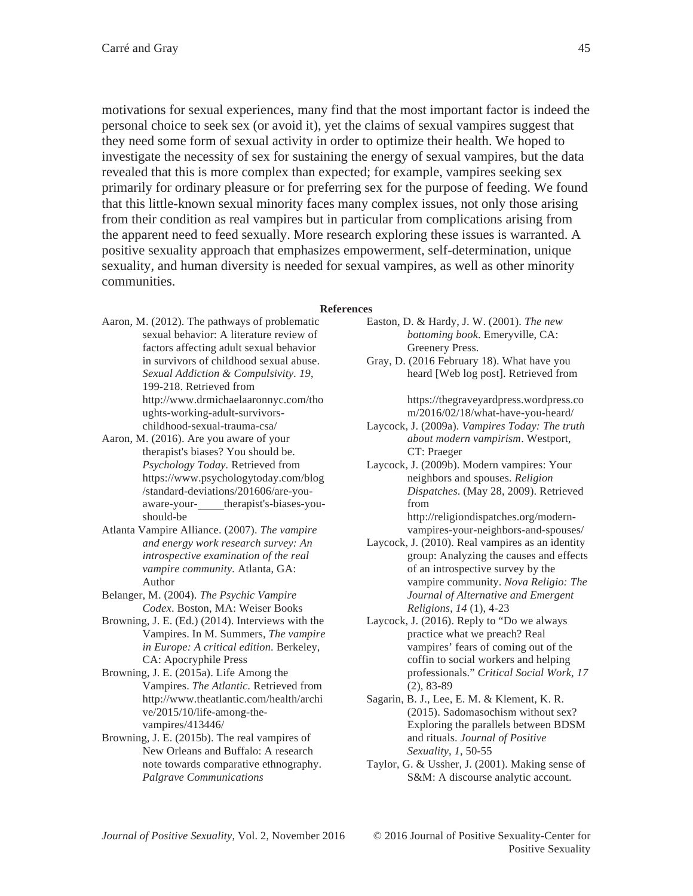motivations for sexual experiences, many find that the most important factor is indeed the personal choice to seek sex (or avoid it), yet the claims of sexual vampires suggest that they need some form of sexual activity in order to optimize their health. We hoped to investigate the necessity of sex for sustaining the energy of sexual vampires, but the data revealed that this is more complex than expected; for example, vampires seeking sex primarily for ordinary pleasure or for preferring sex for the purpose of feeding. We found that this little-known sexual minority faces many complex issues, not only those arising from their condition as real vampires but in particular from complications arising from the apparent need to feed sexually. More research exploring these issues is warranted. A positive sexuality approach that emphasizes empowerment, self-determination, unique sexuality, and human diversity is needed for sexual vampires, as well as other minority communities.

**References**

Aaron, M. (2012). The pathways of problematic sexual behavior: A literature review of factors affecting adult sexual behavior in survivors of childhood sexual abuse. *Sexual Addiction & Compulsivity. 19*, 199-218. Retrieved from http://www.drmichaelaaronnyc.com/thoughts-working-adult-survivors-childhood-sexual-trauma-csa/

Aaron, M. (2016). Are you aware of your therapist's biases? You should be. *Psychology Today*. Retrieved from https://www.psychologytoday.com/blog/standard-deviations/201606/are-you-aware-your-\_\_\_\_therapist's-biases-you-should-be

Atlanta Vampire Alliance. (2007). *The vampire and energy work research survey: An introspective examination of the real vampire community.* Atlanta, GA: Author

Belanger, M. (2004). *The Psychic Vampire Codex*. Boston, MA: Weiser Books

Browning, J. E. (Ed.) (2014). Interviews with the Vampires. In M. Summers, *The vampire in Europe: A critical edition*. Berkeley, CA: Apocryphile Press

Browning, J. E. (2015a). Life Among the Vampires. *The Atlantic*. Retrieved from http://www.theatlantic.com/health/archive/2015/10/life-among-the-vampires/413446/

Browning, J. E. (2015b). The real vampires of New Orleans and Buffalo: A research note towards comparative ethnography. *Palgrave Communications*

Easton, D. & Hardy, J. W. (2001). *The new bottoming book*. Emeryville, CA: Greenery Press.

Gray, D. (2016 February 18). What have you heard [Web log post]. Retrieved from https://thegraveyardpress.wordpress.com/2016/02/18/what-have-you-heard/

Laycock, J. (2009a). *Vampires Today: The truth about modern vampirism*. Westport, CT: Praeger

Laycock, J. (2009b). Modern vampires: Your neighbors and spouses. *Religion Dispatches*. (May 28, 2009). Retrieved from http://religiondispatches.org/modern-vampires-your-neighbors-and-spouses/

Laycock, J. (2010). Real vampires as an identity group: Analyzing the causes and effects of an introspective survey by the vampire community. *Nova Religio: The Journal of Alternative and Emergent Religions, 14* (1), 4-23

Laycock, J. (2016). Reply to "Do we always practice what we preach? Real vampires' fears of coming out of the coffin to social workers and helping professionals." *Critical Social Work, 17* (2), 83-89

Sagarin, B. J., Lee, E. M. & Klement, K. R. (2015). Sadomasochism without sex? Exploring the parallels between BDSM and rituals. *Journal of Positive Sexuality*, *1*, 50-55

Taylor, G. & Ussher, J. (2001). Making sense of S&M: A discourse analytic account.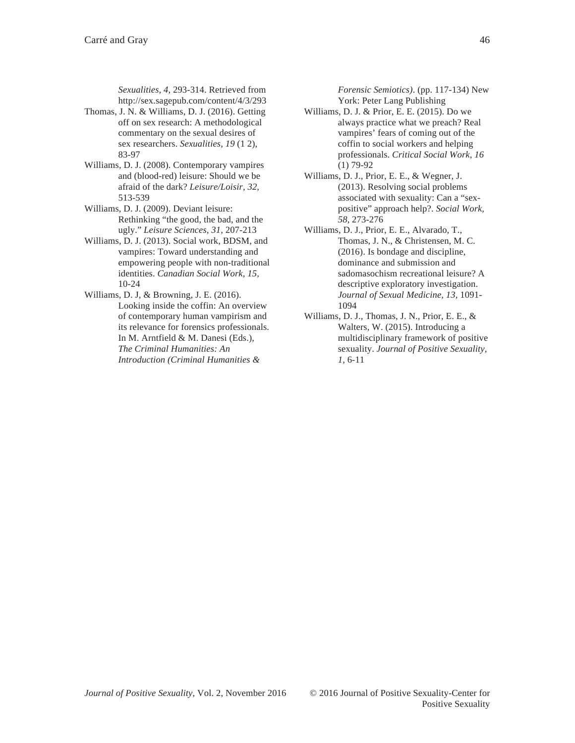*Sexualities, 4,* 293-314. Retrieved from http://sex.sagepub.com/content/4/3/293

Thomas, J. N. & Williams, D. J. (2016). Getting off on sex research: A methodological commentary on the sexual desires of sex researchers. *Sexualities, 19* (1 2), 83-97

Williams, D. J. (2008). Contemporary vampires and (blood-red) leisure: Should we be afraid of the dark? *Leisure/Loisir, 32,* 513-539

Williams, D. J. (2009). Deviant leisure: Rethinking "the good, the bad, and the ugly." *Leisure Sciences, 31,* 207-213

Williams, D. J. (2013). Social work, BDSM, and vampires: Toward understanding and empowering people with non-traditional identities. *Canadian Social Work, 15,* 10-24

Williams, D. J, & Browning, J. E. (2016). Looking inside the coffin: An overview of contemporary human vampirism and its relevance for forensics professionals. In M. Arntfield & M. Danesi (Eds.), *The Criminal Humanities: An Introduction (Criminal Humanities & Forensic Semiotics)*. (pp. 117-134) New York: Peter Lang Publishing

Williams, D. J. & Prior, E. E. (2015). Do we always practice what we preach? Real vampires' fears of coming out of the coffin to social workers and helping professionals. *Critical Social Work, 16* (1) 79-92

Williams, D. J., Prior, E. E., & Wegner, J. (2013). Resolving social problems associated with sexuality: Can a "sex-positive" approach help?. *Social Work, 58,* 273-276

Williams, D. J., Prior, E. E., Alvarado, T., Thomas, J. N., & Christensen, M. C. (2016). Is bondage and discipline, dominance and submission and sadomasochism recreational leisure? A descriptive exploratory investigation. *Journal of Sexual Medicine, 13,* 1091-1094

Williams, D. J., Thomas, J. N., Prior, E. E., & Walters, W. (2015). Introducing a multidisciplinary framework of positive sexuality. *Journal of Positive Sexuality, 1,* 6-11